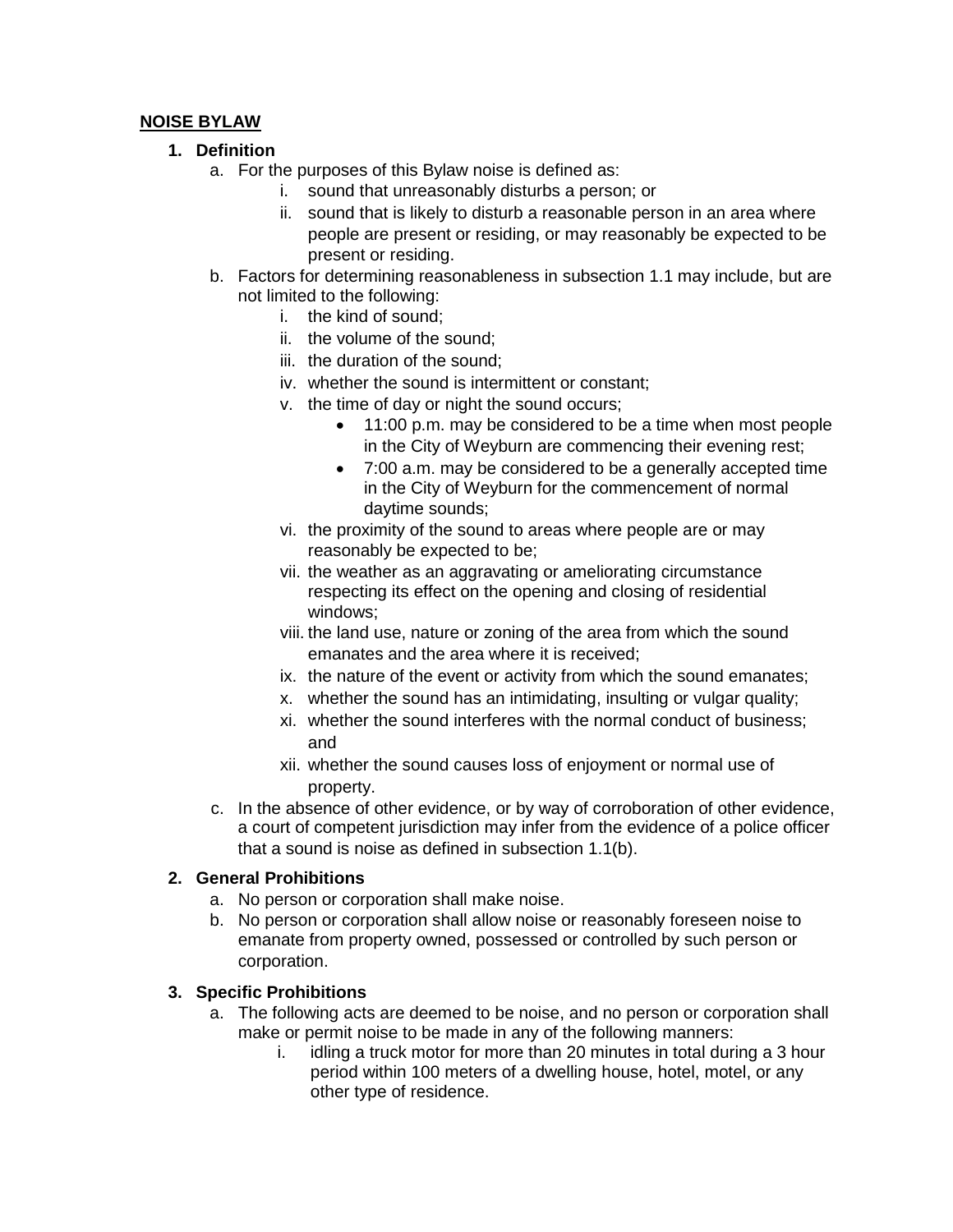**NOISE BYLAW**

1. **Definition**
   a. For the purposes of this Bylaw noise is defined as:
      i. sound that unreasonably disturbs a person; or
      ii. sound that is likely to disturb a reasonable person in an area where people are present or residing, or may reasonably be expected to be present or residing.
   b. Factors for determining reasonableness in subsection 1.1 may include, but are not limited to the following:
      i. the kind of sound;
      ii. the volume of the sound;
      iii. the duration of the sound;
      iv. whether the sound is intermittent or constant;
      v. the time of day or night the sound occurs;
         - 11:00 p.m. may be considered to be a time when most people in the City of Weyburn are commencing their evening rest;
         - 7:00 a.m. may be considered to be a generally accepted time in the City of Weyburn for the commencement of normal daytime sounds;
      vi. the proximity of the sound to areas where people are or may reasonably be expected to be;
      vii. the weather as an aggravating or ameliorating circumstance respecting its effect on the opening and closing of residential windows;
      viii. the land use, nature or zoning of the area from which the sound emanates and the area where it is received;
      ix. the nature of the event or activity from which the sound emanates;
      x. whether the sound has an intimidating, insulting or vulgar quality;
      xi. whether the sound interferes with the normal conduct of business; and
      xii. whether the sound causes loss of enjoyment or normal use of property.
   c. In the absence of other evidence, or by way of corroboration of other evidence, a court of competent jurisdiction may infer from the evidence of a police officer that a sound is noise as defined in subsection 1.1(b).

2. **General Prohibitions**
   a. No person or corporation shall make noise.
   b. No person or corporation shall allow noise or reasonably foreseen noise to emanate from property owned, possessed or controlled by such person or corporation.

3. **Specific Prohibitions**
   a. The following acts are deemed to be noise, and no person or corporation shall make or permit noise to be made in any of the following manners:
      i. idling a truck motor for more than 20 minutes in total during a 3 hour period within 100 meters of a dwelling house, hotel, motel, or any other type of residence.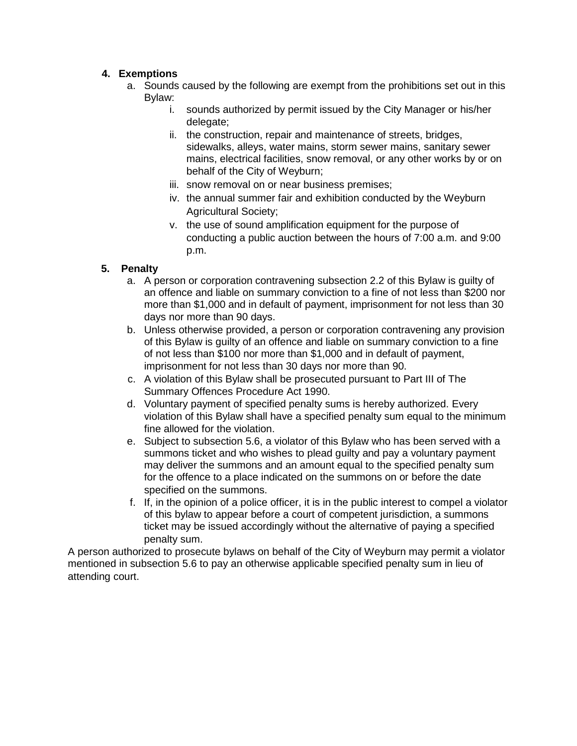## 4. Exemptions

a. Sounds caused by the following are exempt from the prohibitions set out in this Bylaw:

   i. sounds authorized by permit issued by the City Manager or his/her delegate;
   ii. the construction, repair and maintenance of streets, bridges, sidewalks, alleys, water mains, storm sewer mains, sanitary sewer mains, electrical facilities, snow removal, or any other works by or on behalf of the City of Weyburn;
   iii. snow removal on or near business premises;
   iv. the annual summer fair and exhibition conducted by the Weyburn Agricultural Society;
   v. the use of sound amplification equipment for the purpose of conducting a public auction between the hours of 7:00 a.m. and 9:00 p.m.

## 5. Penalty

a. A person or corporation contravening subsection 2.2 of this Bylaw is guilty of an offence and liable on summary conviction to a fine of not less than $200 nor more than $1,000 and in default of payment, imprisonment for not less than 30 days nor more than 90 days.

b. Unless otherwise provided, a person or corporation contravening any provision of this Bylaw is guilty of an offence and liable on summary conviction to a fine of not less than $100 nor more than $1,000 and in default of payment, imprisonment for not less than 30 days nor more than 90.

c. A violation of this Bylaw shall be prosecuted pursuant to Part III of The Summary Offences Procedure Act 1990.

d. Voluntary payment of specified penalty sums is hereby authorized. Every violation of this Bylaw shall have a specified penalty sum equal to the minimum fine allowed for the violation.

e. Subject to subsection 5.6, a violator of this Bylaw who has been served with a summons ticket and who wishes to plead guilty and pay a voluntary payment may deliver the summons and an amount equal to the specified penalty sum for the offence to a place indicated on the summons on or before the date specified on the summons.

f. If, in the opinion of a police officer, it is in the public interest to compel a violator of this bylaw to appear before a court of competent jurisdiction, a summons ticket may be issued accordingly without the alternative of paying a specified penalty sum.

A person authorized to prosecute bylaws on behalf of the City of Weyburn may permit a violator mentioned in subsection 5.6 to pay an otherwise applicable specified penalty sum in lieu of attending court.